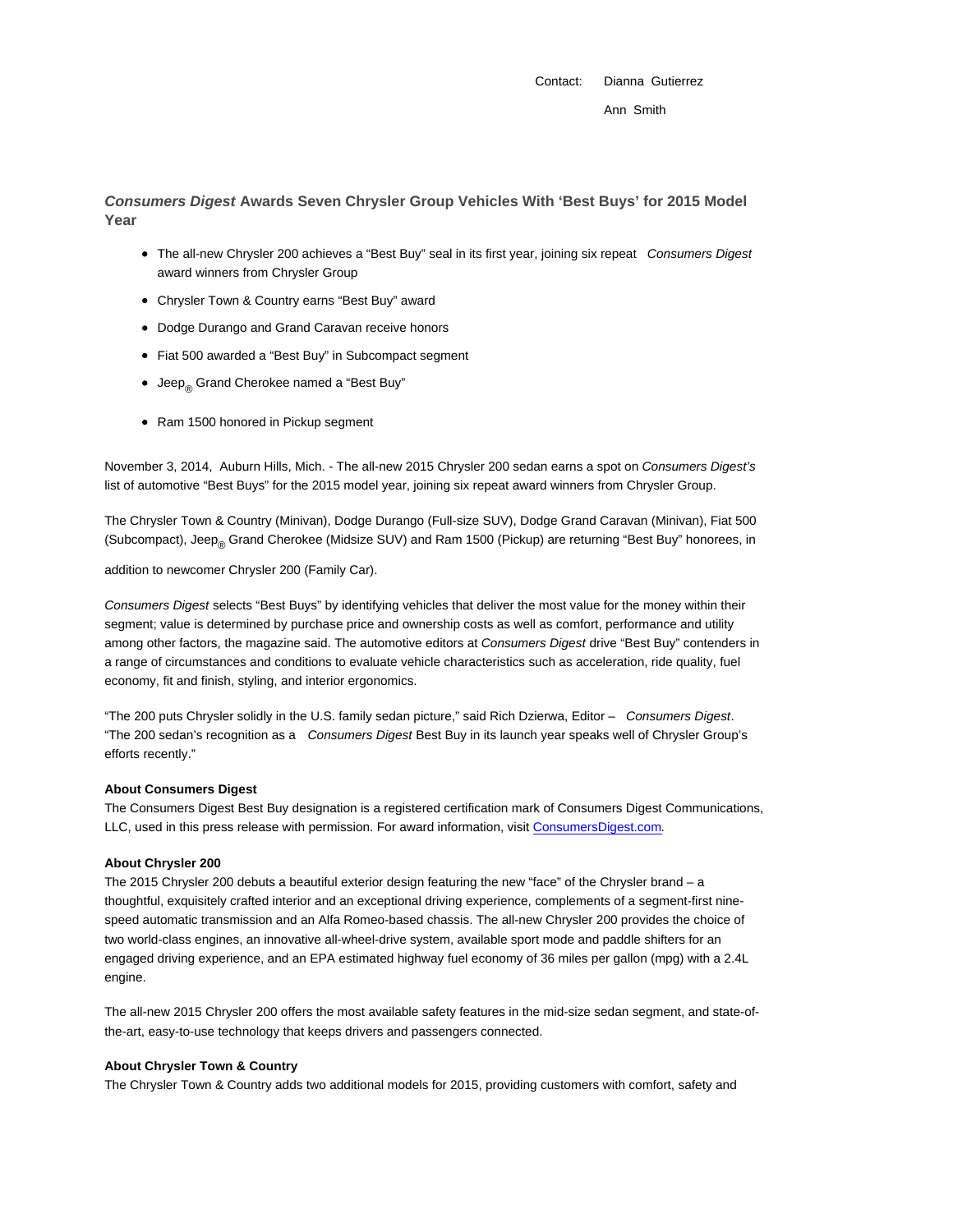Contact: Dianna Gutierrez

Ann Smith

## *Consumers Digest* Awards Seven Chrysler Group Vehicles With 'Best Buys' for 2015 Model Year

- The all-new Chrysler 200 achieves a "Best Buy" seal in its first year, joining six repeat *Consumers Digest* award winners from Chrysler Group
- Chrysler Town & Country earns "Best Buy" award
- Dodge Durango and Grand Caravan receive honors
- Fiat 500 awarded a "Best Buy" in Subcompact segment
- Jeep® Grand Cherokee named a "Best Buy"
- Ram 1500 honored in Pickup segment

November 3, 2014, Auburn Hills, Mich. - The all-new 2015 Chrysler 200 sedan earns a spot on *Consumers Digest's* list of automotive "Best Buys" for the 2015 model year, joining six repeat award winners from Chrysler Group.

The Chrysler Town & Country (Minivan), Dodge Durango (Full-size SUV), Dodge Grand Caravan (Minivan), Fiat 500 (Subcompact), Jeep® Grand Cherokee (Midsize SUV) and Ram 1500 (Pickup) are returning "Best Buy" honorees, in addition to newcomer Chrysler 200 (Family Car).

*Consumers Digest* selects "Best Buys" by identifying vehicles that deliver the most value for the money within their segment; value is determined by purchase price and ownership costs as well as comfort, performance and utility among other factors, the magazine said. The automotive editors at *Consumers Digest* drive "Best Buy" contenders in a range of circumstances and conditions to evaluate vehicle characteristics such as acceleration, ride quality, fuel economy, fit and finish, styling, and interior ergonomics.

"The 200 puts Chrysler solidly in the U.S. family sedan picture," said Rich Dzierwa, Editor – *Consumers Digest*. "The 200 sedan's recognition as a *Consumers Digest* Best Buy in its launch year speaks well of Chrysler Group's efforts recently."

**About Consumers Digest**

The Consumers Digest Best Buy designation is a registered certification mark of Consumers Digest Communications, LLC, used in this press release with permission. For award information, visit ConsumersDigest.com.

**About Chrysler 200**

The 2015 Chrysler 200 debuts a beautiful exterior design featuring the new "face" of the Chrysler brand – a thoughtful, exquisitely crafted interior and an exceptional driving experience, complements of a segment-first nine-speed automatic transmission and an Alfa Romeo-based chassis. The all-new Chrysler 200 provides the choice of two world-class engines, an innovative all-wheel-drive system, available sport mode and paddle shifters for an engaged driving experience, and an EPA estimated highway fuel economy of 36 miles per gallon (mpg) with a 2.4L engine.

The all-new 2015 Chrysler 200 offers the most available safety features in the mid-size sedan segment, and state-of-the-art, easy-to-use technology that keeps drivers and passengers connected.

**About Chrysler Town & Country**

The Chrysler Town & Country adds two additional models for 2015, providing customers with comfort, safety and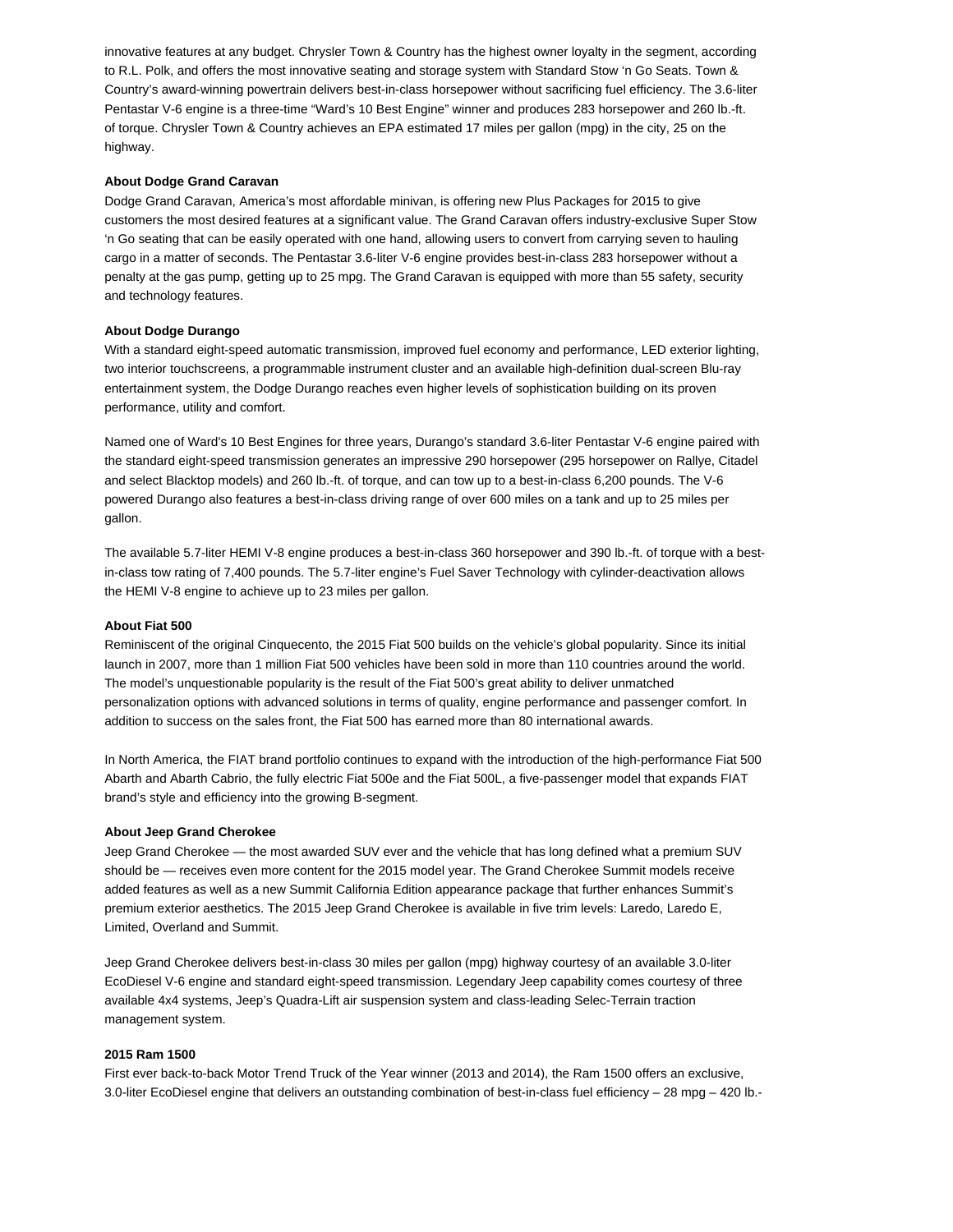innovative features at any budget. Chrysler Town & Country has the highest owner loyalty in the segment, according to R.L. Polk, and offers the most innovative seating and storage system with Standard Stow 'n Go Seats. Town & Country's award-winning powertrain delivers best-in-class horsepower without sacrificing fuel efficiency. The 3.6-liter Pentastar V-6 engine is a three-time "Ward's 10 Best Engine" winner and produces 283 horsepower and 260 lb.-ft. of torque. Chrysler Town & Country achieves an EPA estimated 17 miles per gallon (mpg) in the city, 25 on the highway.

**About Dodge Grand Caravan**

Dodge Grand Caravan, America's most affordable minivan, is offering new Plus Packages for 2015 to give customers the most desired features at a significant value. The Grand Caravan offers industry-exclusive Super Stow 'n Go seating that can be easily operated with one hand, allowing users to convert from carrying seven to hauling cargo in a matter of seconds. The Pentastar 3.6-liter V-6 engine provides best-in-class 283 horsepower without a penalty at the gas pump, getting up to 25 mpg. The Grand Caravan is equipped with more than 55 safety, security and technology features.

**About Dodge Durango**

With a standard eight-speed automatic transmission, improved fuel economy and performance, LED exterior lighting, two interior touchscreens, a programmable instrument cluster and an available high-definition dual-screen Blu-ray entertainment system, the Dodge Durango reaches even higher levels of sophistication building on its proven performance, utility and comfort.

Named one of Ward's 10 Best Engines for three years, Durango's standard 3.6-liter Pentastar V-6 engine paired with the standard eight-speed transmission generates an impressive 290 horsepower (295 horsepower on Rallye, Citadel and select Blacktop models) and 260 lb.-ft. of torque, and can tow up to a best-in-class 6,200 pounds. The V-6 powered Durango also features a best-in-class driving range of over 600 miles on a tank and up to 25 miles per gallon.

The available 5.7-liter HEMI V-8 engine produces a best-in-class 360 horsepower and 390 lb.-ft. of torque with a best-in-class tow rating of 7,400 pounds. The 5.7-liter engine's Fuel Saver Technology with cylinder-deactivation allows the HEMI V-8 engine to achieve up to 23 miles per gallon.

**About Fiat 500**

Reminiscent of the original Cinquecento, the 2015 Fiat 500 builds on the vehicle's global popularity. Since its initial launch in 2007, more than 1 million Fiat 500 vehicles have been sold in more than 110 countries around the world. The model's unquestionable popularity is the result of the Fiat 500's great ability to deliver unmatched personalization options with advanced solutions in terms of quality, engine performance and passenger comfort. In addition to success on the sales front, the Fiat 500 has earned more than 80 international awards.

In North America, the FIAT brand portfolio continues to expand with the introduction of the high-performance Fiat 500 Abarth and Abarth Cabrio, the fully electric Fiat 500e and the Fiat 500L, a five-passenger model that expands FIAT brand's style and efficiency into the growing B-segment.

**About Jeep Grand Cherokee**

Jeep Grand Cherokee — the most awarded SUV ever and the vehicle that has long defined what a premium SUV should be — receives even more content for the 2015 model year. The Grand Cherokee Summit models receive added features as well as a new Summit California Edition appearance package that further enhances Summit's premium exterior aesthetics. The 2015 Jeep Grand Cherokee is available in five trim levels: Laredo, Laredo E, Limited, Overland and Summit.

Jeep Grand Cherokee delivers best-in-class 30 miles per gallon (mpg) highway courtesy of an available 3.0-liter EcoDiesel V-6 engine and standard eight-speed transmission. Legendary Jeep capability comes courtesy of three available 4x4 systems, Jeep's Quadra-Lift air suspension system and class-leading Selec-Terrain traction management system.

**2015 Ram 1500**

First ever back-to-back Motor Trend Truck of the Year winner (2013 and 2014), the Ram 1500 offers an exclusive, 3.0-liter EcoDiesel engine that delivers an outstanding combination of best-in-class fuel efficiency – 28 mpg – 420 lb.-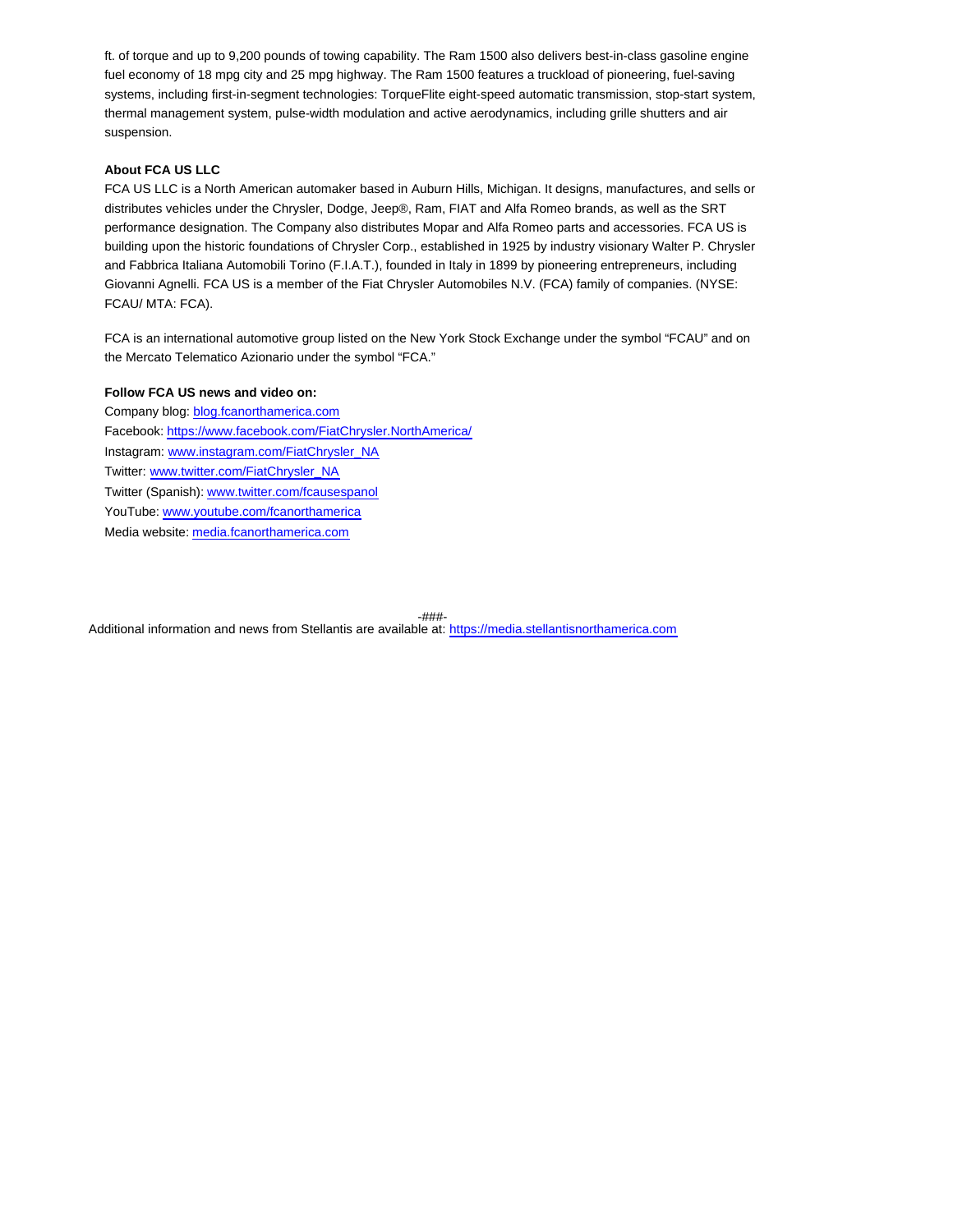ft. of torque and up to 9,200 pounds of towing capability. The Ram 1500 also delivers best-in-class gasoline engine fuel economy of 18 mpg city and 25 mpg highway. The Ram 1500 features a truckload of pioneering, fuel-saving systems, including first-in-segment technologies: TorqueFlite eight-speed automatic transmission, stop-start system, thermal management system, pulse-width modulation and active aerodynamics, including grille shutters and air suspension.

**About FCA US LLC**

FCA US LLC is a North American automaker based in Auburn Hills, Michigan. It designs, manufactures, and sells or distributes vehicles under the Chrysler, Dodge, Jeep®, Ram, FIAT and Alfa Romeo brands, as well as the SRT performance designation. The Company also distributes Mopar and Alfa Romeo parts and accessories. FCA US is building upon the historic foundations of Chrysler Corp., established in 1925 by industry visionary Walter P. Chrysler and Fabbrica Italiana Automobili Torino (F.I.A.T.), founded in Italy in 1899 by pioneering entrepreneurs, including Giovanni Agnelli. FCA US is a member of the Fiat Chrysler Automobiles N.V. (FCA) family of companies. (NYSE: FCAU/ MTA: FCA).

FCA is an international automotive group listed on the New York Stock Exchange under the symbol “FCAU” and on the Mercato Telematico Azionario under the symbol “FCA.”

**Follow FCA US news and video on:**

Company blog: blog.fcanorthamerica.com
Facebook: https://www.facebook.com/FiatChrysler.NorthAmerica/
Instagram: www.instagram.com/FiatChrysler_NA
Twitter: www.twitter.com/FiatChrysler_NA
Twitter (Spanish): www.twitter.com/fcausespanol
YouTube: www.youtube.com/fcanorthamerica
Media website: media.fcanorthamerica.com

-###-

Additional information and news from Stellantis are available at: https://media.stellantisnorthamerica.com